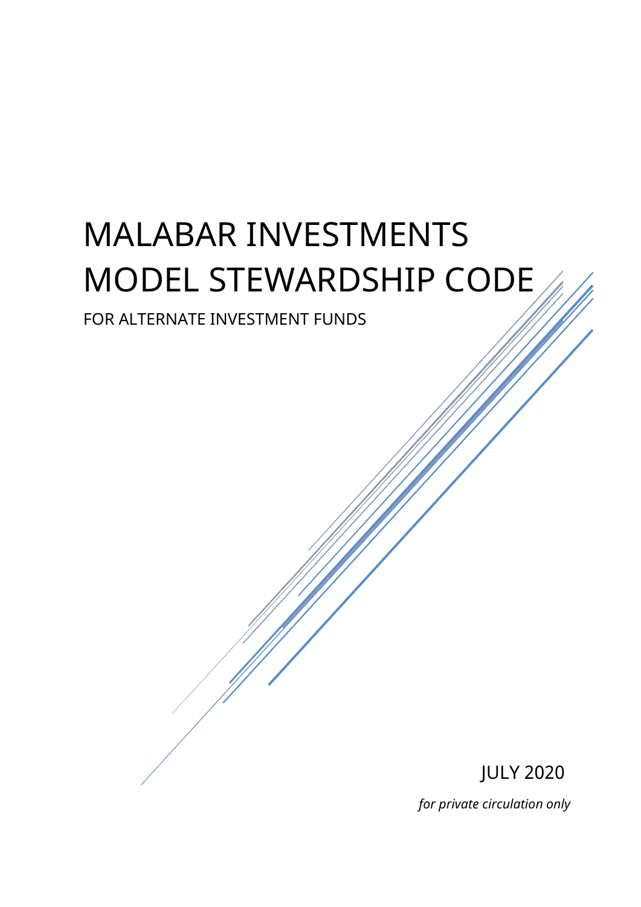# MALABAR INVESTMENTS MODEL STEWARDSHIP CODE

FOR ALTERNATE INVESTMENT FUNDS

JULY 2020

*for private circulation only*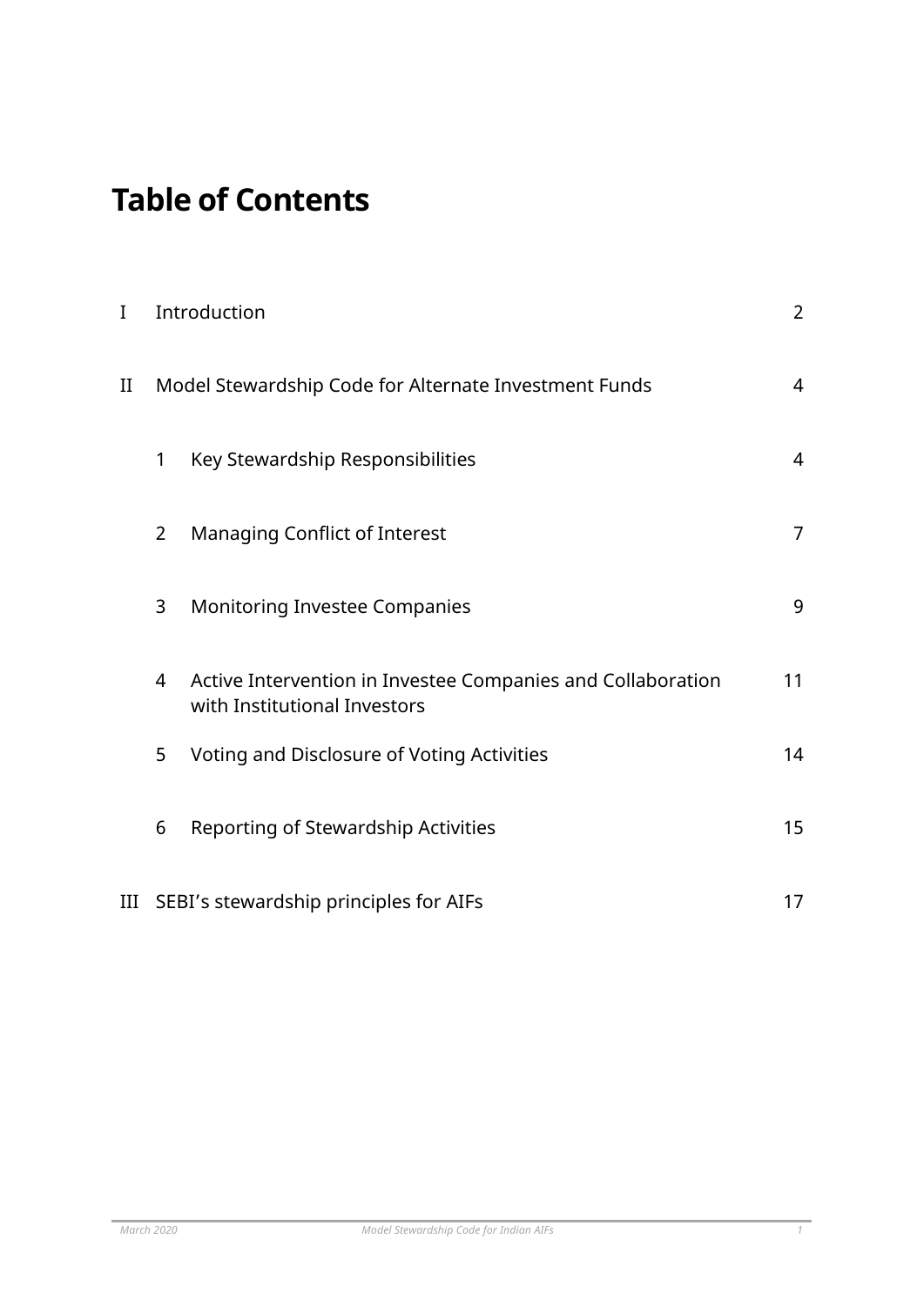# Table of Contents

| | | | |
|---|---|---|---|
| I | Introduction | | 2 |
| II | Model Stewardship Code for Alternate Investment Funds | | 4 |
| | 1 | Key Stewardship Responsibilities | 4 |
| | 2 | Managing Conflict of Interest | 7 |
| | 3 | Monitoring Investee Companies | 9 |
| | 4 | Active Intervention in Investee Companies and Collaboration with Institutional Investors | 11 |
| | 5 | Voting and Disclosure of Voting Activities | 14 |
| | 6 | Reporting of Stewardship Activities | 15 |
| III | SEBI’s stewardship principles for AIFs | | 17 |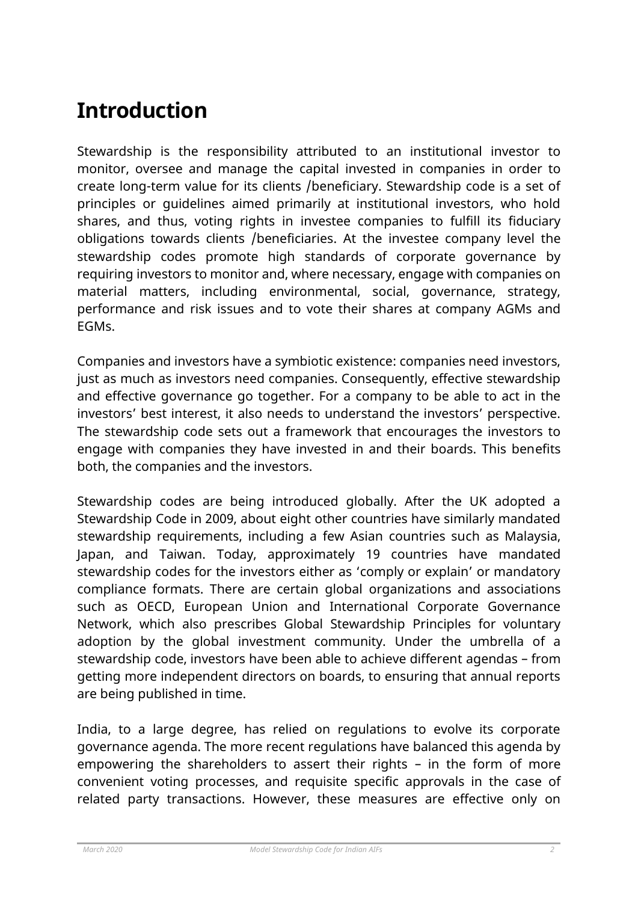# Introduction

Stewardship is the responsibility attributed to an institutional investor to monitor, oversee and manage the capital invested in companies in order to create long-term value for its clients /beneficiary. Stewardship code is a set of principles or guidelines aimed primarily at institutional investors, who hold shares, and thus, voting rights in investee companies to fulfill its fiduciary obligations towards clients /beneficiaries. At the investee company level the stewardship codes promote high standards of corporate governance by requiring investors to monitor and, where necessary, engage with companies on material matters, including environmental, social, governance, strategy, performance and risk issues and to vote their shares at company AGMs and EGMs.

Companies and investors have a symbiotic existence: companies need investors, just as much as investors need companies. Consequently, effective stewardship and effective governance go together. For a company to be able to act in the investors' best interest, it also needs to understand the investors' perspective. The stewardship code sets out a framework that encourages the investors to engage with companies they have invested in and their boards. This benefits both, the companies and the investors.

Stewardship codes are being introduced globally. After the UK adopted a Stewardship Code in 2009, about eight other countries have similarly mandated stewardship requirements, including a few Asian countries such as Malaysia, Japan, and Taiwan. Today, approximately 19 countries have mandated stewardship codes for the investors either as 'comply or explain' or mandatory compliance formats. There are certain global organizations and associations such as OECD, European Union and International Corporate Governance Network, which also prescribes Global Stewardship Principles for voluntary adoption by the global investment community. Under the umbrella of a stewardship code, investors have been able to achieve different agendas – from getting more independent directors on boards, to ensuring that annual reports are being published in time.

India, to a large degree, has relied on regulations to evolve its corporate governance agenda. The more recent regulations have balanced this agenda by empowering the shareholders to assert their rights – in the form of more convenient voting processes, and requisite specific approvals in the case of related party transactions. However, these measures are effective only on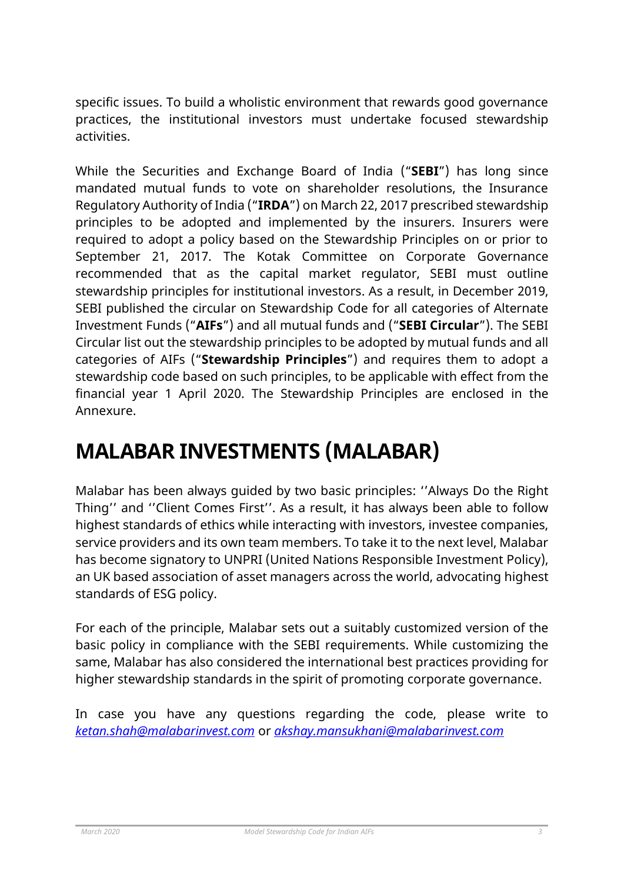specific issues. To build a wholistic environment that rewards good governance practices, the institutional investors must undertake focused stewardship activities.

While the Securities and Exchange Board of India ("**SEBI**") has long since mandated mutual funds to vote on shareholder resolutions, the Insurance Regulatory Authority of India ("**IRDA**") on March 22, 2017 prescribed stewardship principles to be adopted and implemented by the insurers. Insurers were required to adopt a policy based on the Stewardship Principles on or prior to September 21, 2017. The Kotak Committee on Corporate Governance recommended that as the capital market regulator, SEBI must outline stewardship principles for institutional investors. As a result, in December 2019, SEBI published the circular on Stewardship Code for all categories of Alternate Investment Funds ("**AIFs**") and all mutual funds and ("**SEBI Circular**"). The SEBI Circular list out the stewardship principles to be adopted by mutual funds and all categories of AIFs ("**Stewardship Principles**") and requires them to adopt a stewardship code based on such principles, to be applicable with effect from the financial year 1 April 2020. The Stewardship Principles are enclosed in the Annexure.

# MALABAR INVESTMENTS (MALABAR)

Malabar has been always guided by two basic principles: ''Always Do the Right Thing'' and ''Client Comes First''. As a result, it has always been able to follow highest standards of ethics while interacting with investors, investee companies, service providers and its own team members. To take it to the next level, Malabar has become signatory to UNPRI (United Nations Responsible Investment Policy), an UK based association of asset managers across the world, advocating highest standards of ESG policy.

For each of the principle, Malabar sets out a suitably customized version of the basic policy in compliance with the SEBI requirements. While customizing the same, Malabar has also considered the international best practices providing for higher stewardship standards in the spirit of promoting corporate governance.

In case you have any questions regarding the code, please write to *ketan.shah@malabarinvest.com* or *akshay.mansukhani@malabarinvest.com*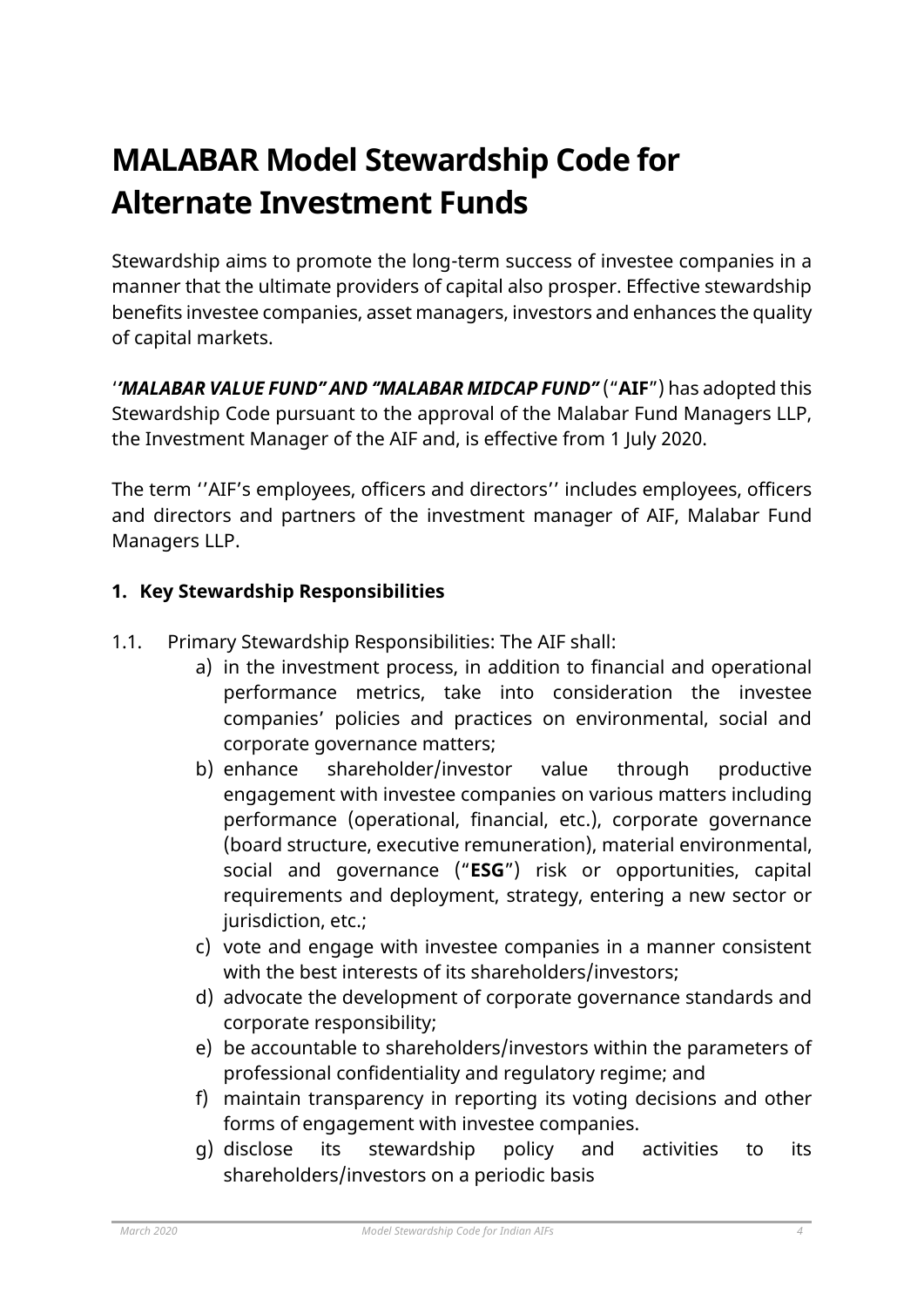# MALABAR Model Stewardship Code for Alternate Investment Funds

Stewardship aims to promote the long-term success of investee companies in a manner that the ultimate providers of capital also prosper. Effective stewardship benefits investee companies, asset managers, investors and enhances the quality of capital markets.

‘***'MALABAR VALUE FUND" AND "MALABAR MIDCAP FUND"*** ("**AIF**") has adopted this Stewardship Code pursuant to the approval of the Malabar Fund Managers LLP, the Investment Manager of the AIF and, is effective from 1 July 2020.

The term ''AIF's employees, officers and directors'' includes employees, officers and directors and partners of the investment manager of AIF, Malabar Fund Managers LLP.

## 1. Key Stewardship Responsibilities

1.1. Primary Stewardship Responsibilities: The AIF shall:

a) in the investment process, in addition to financial and operational performance metrics, take into consideration the investee companies' policies and practices on environmental, social and corporate governance matters;

b) enhance shareholder/investor value through productive engagement with investee companies on various matters including performance (operational, financial, etc.), corporate governance (board structure, executive remuneration), material environmental, social and governance ("**ESG**") risk or opportunities, capital requirements and deployment, strategy, entering a new sector or jurisdiction, etc.;

c) vote and engage with investee companies in a manner consistent with the best interests of its shareholders/investors;

d) advocate the development of corporate governance standards and corporate responsibility;

e) be accountable to shareholders/investors within the parameters of professional confidentiality and regulatory regime; and

f) maintain transparency in reporting its voting decisions and other forms of engagement with investee companies.

g) disclose its stewardship policy and activities to its shareholders/investors on a periodic basis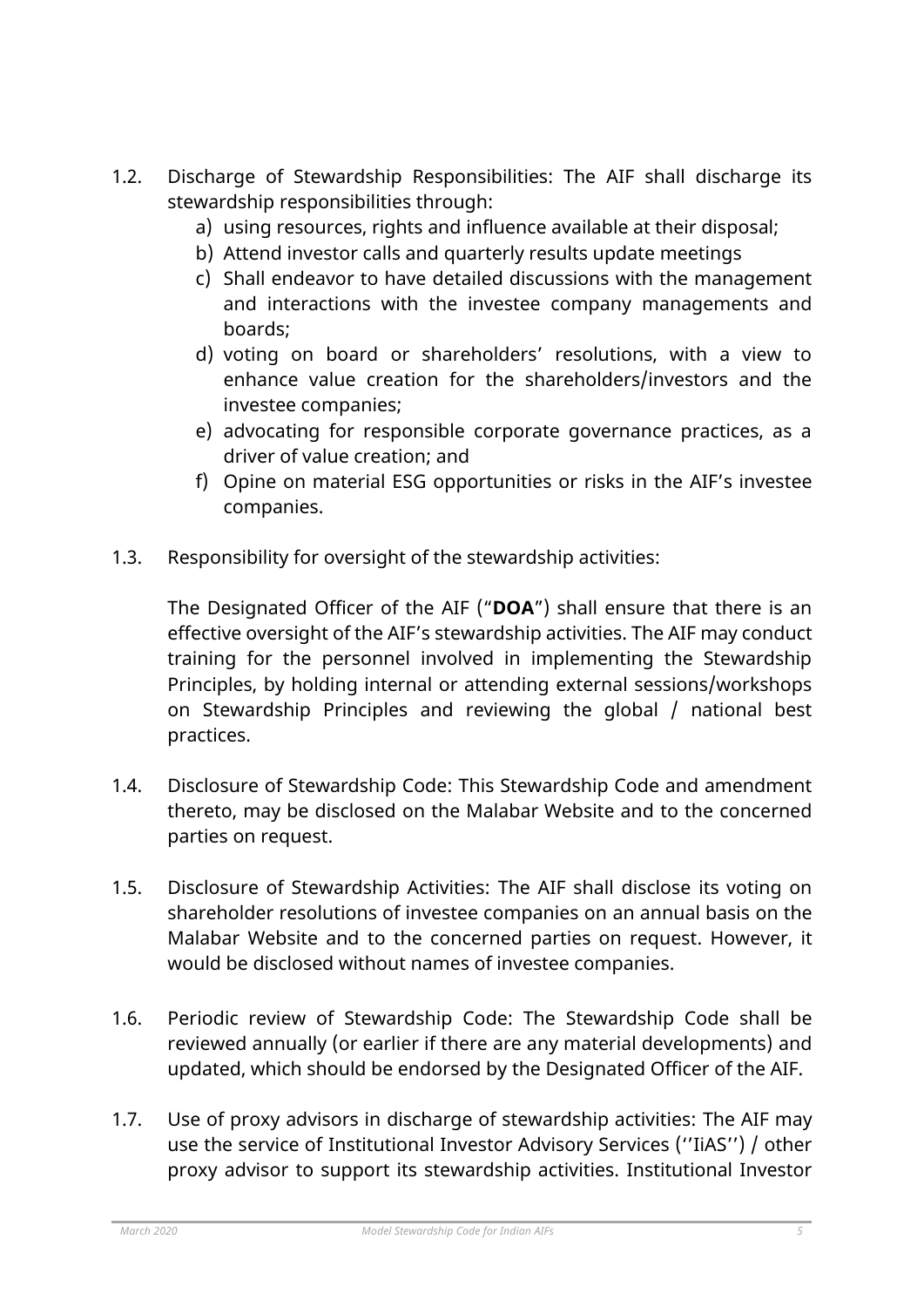1.2. Discharge of Stewardship Responsibilities: The AIF shall discharge its stewardship responsibilities through:

   a) using resources, rights and influence available at their disposal;
   b) Attend investor calls and quarterly results update meetings
   c) Shall endeavor to have detailed discussions with the management and interactions with the investee company managements and boards;
   d) voting on board or shareholders' resolutions, with a view to enhance value creation for the shareholders/investors and the investee companies;
   e) advocating for responsible corporate governance practices, as a driver of value creation; and
   f) Opine on material ESG opportunities or risks in the AIF's investee companies.

1.3. Responsibility for oversight of the stewardship activities:

   The Designated Officer of the AIF ("**DOA**") shall ensure that there is an effective oversight of the AIF's stewardship activities. The AIF may conduct training for the personnel involved in implementing the Stewardship Principles, by holding internal or attending external sessions/workshops on Stewardship Principles and reviewing the global / national best practices.

1.4. Disclosure of Stewardship Code: This Stewardship Code and amendment thereto, may be disclosed on the Malabar Website and to the concerned parties on request.

1.5. Disclosure of Stewardship Activities: The AIF shall disclose its voting on shareholder resolutions of investee companies on an annual basis on the Malabar Website and to the concerned parties on request. However, it would be disclosed without names of investee companies.

1.6. Periodic review of Stewardship Code: The Stewardship Code shall be reviewed annually (or earlier if there are any material developments) and updated, which should be endorsed by the Designated Officer of the AIF.

1.7. Use of proxy advisors in discharge of stewardship activities: The AIF may use the service of Institutional Investor Advisory Services (''IiAS'') / other proxy advisor to support its stewardship activities. Institutional Investor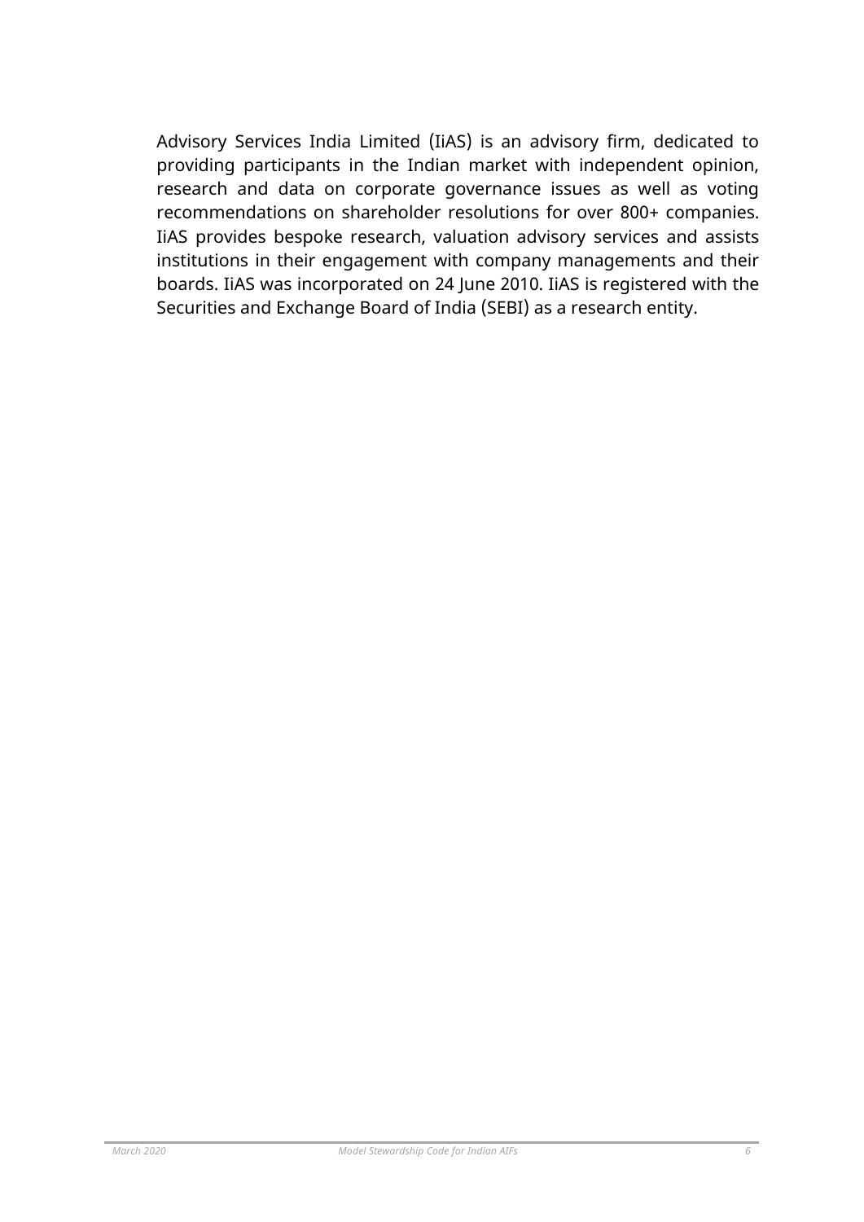Advisory Services India Limited (IiAS) is an advisory firm, dedicated to providing participants in the Indian market with independent opinion, research and data on corporate governance issues as well as voting recommendations on shareholder resolutions for over 800+ companies. IiAS provides bespoke research, valuation advisory services and assists institutions in their engagement with company managements and their boards. IiAS was incorporated on 24 June 2010. IiAS is registered with the Securities and Exchange Board of India (SEBI) as a research entity.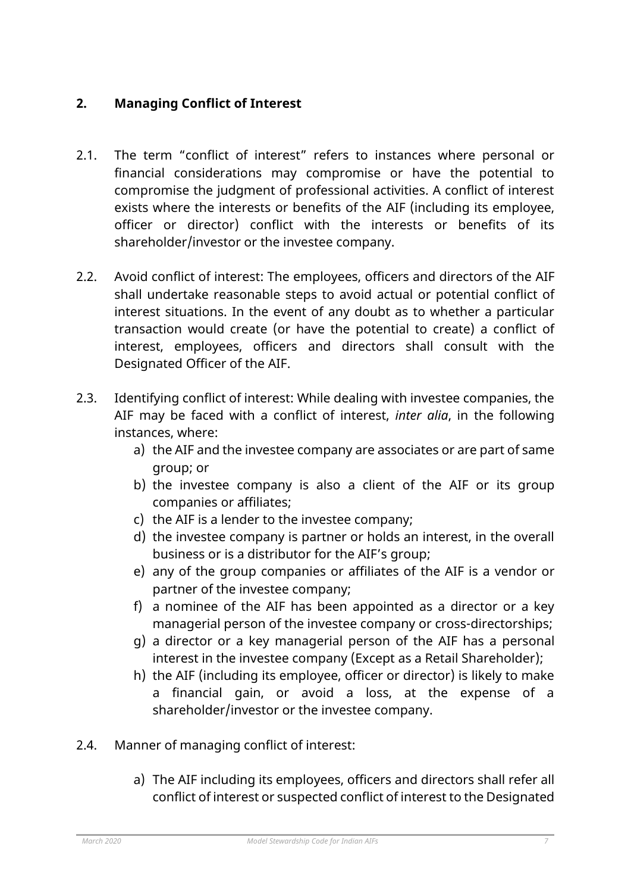## 2. Managing Conflict of Interest

2.1. The term "conflict of interest" refers to instances where personal or financial considerations may compromise or have the potential to compromise the judgment of professional activities. A conflict of interest exists where the interests or benefits of the AIF (including its employee, officer or director) conflict with the interests or benefits of its shareholder/investor or the investee company.

2.2. Avoid conflict of interest: The employees, officers and directors of the AIF shall undertake reasonable steps to avoid actual or potential conflict of interest situations. In the event of any doubt as to whether a particular transaction would create (or have the potential to create) a conflict of interest, employees, officers and directors shall consult with the Designated Officer of the AIF.

2.3. Identifying conflict of interest: While dealing with investee companies, the AIF may be faced with a conflict of interest, *inter alia*, in the following instances, where:

a) the AIF and the investee company are associates or are part of same group; or
b) the investee company is also a client of the AIF or its group companies or affiliates;
c) the AIF is a lender to the investee company;
d) the investee company is partner or holds an interest, in the overall business or is a distributor for the AIF's group;
e) any of the group companies or affiliates of the AIF is a vendor or partner of the investee company;
f) a nominee of the AIF has been appointed as a director or a key managerial person of the investee company or cross-directorships;
g) a director or a key managerial person of the AIF has a personal interest in the investee company (Except as a Retail Shareholder);
h) the AIF (including its employee, officer or director) is likely to make a financial gain, or avoid a loss, at the expense of a shareholder/investor or the investee company.

2.4. Manner of managing conflict of interest:

a) The AIF including its employees, officers and directors shall refer all conflict of interest or suspected conflict of interest to the Designated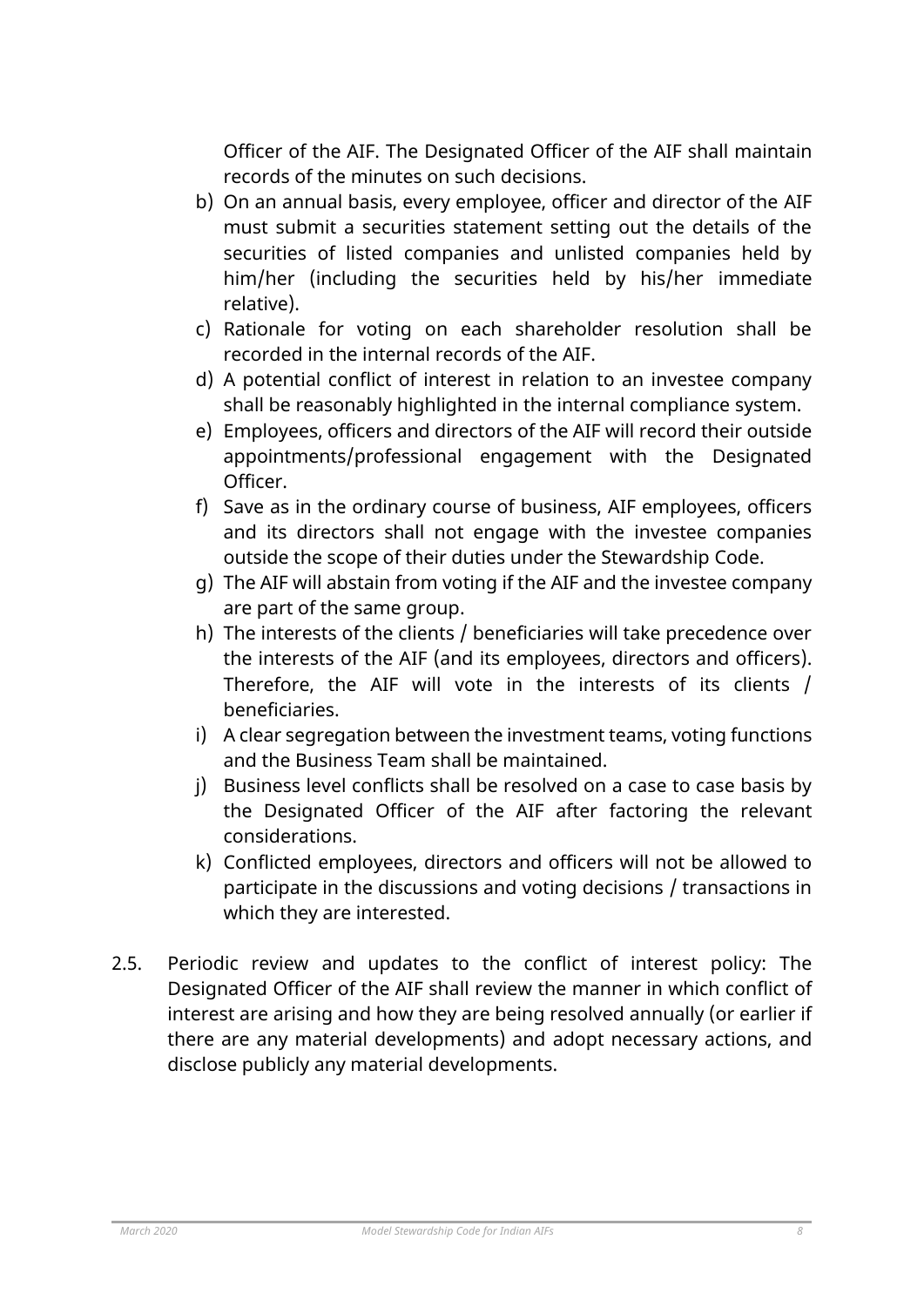Officer of the AIF. The Designated Officer of the AIF shall maintain records of the minutes on such decisions.

b) On an annual basis, every employee, officer and director of the AIF must submit a securities statement setting out the details of the securities of listed companies and unlisted companies held by him/her (including the securities held by his/her immediate relative).
c) Rationale for voting on each shareholder resolution shall be recorded in the internal records of the AIF.
d) A potential conflict of interest in relation to an investee company shall be reasonably highlighted in the internal compliance system.
e) Employees, officers and directors of the AIF will record their outside appointments/professional engagement with the Designated Officer.
f) Save as in the ordinary course of business, AIF employees, officers and its directors shall not engage with the investee companies outside the scope of their duties under the Stewardship Code.
g) The AIF will abstain from voting if the AIF and the investee company are part of the same group.
h) The interests of the clients / beneficiaries will take precedence over the interests of the AIF (and its employees, directors and officers). Therefore, the AIF will vote in the interests of its clients / beneficiaries.
i) A clear segregation between the investment teams, voting functions and the Business Team shall be maintained.
j) Business level conflicts shall be resolved on a case to case basis by the Designated Officer of the AIF after factoring the relevant considerations.
k) Conflicted employees, directors and officers will not be allowed to participate in the discussions and voting decisions / transactions in which they are interested.

2.5. Periodic review and updates to the conflict of interest policy: The Designated Officer of the AIF shall review the manner in which conflict of interest are arising and how they are being resolved annually (or earlier if there are any material developments) and adopt necessary actions, and disclose publicly any material developments.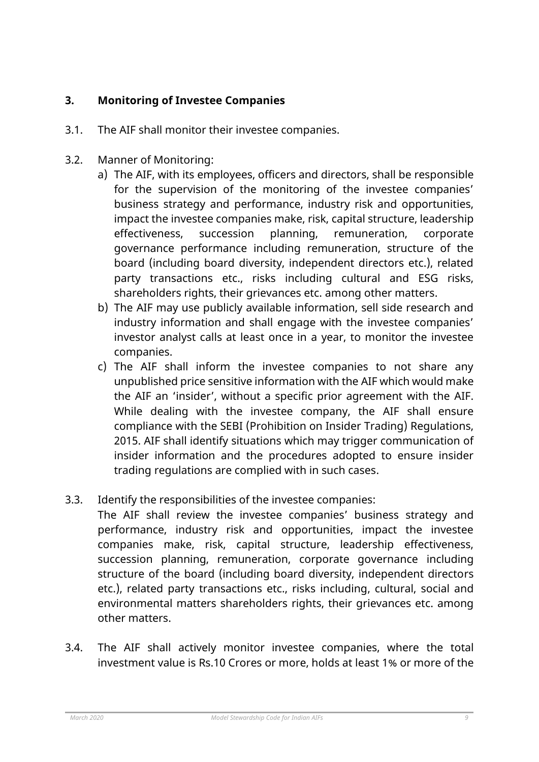## 3. Monitoring of Investee Companies

3.1. The AIF shall monitor their investee companies.

3.2. Manner of Monitoring:

a) The AIF, with its employees, officers and directors, shall be responsible for the supervision of the monitoring of the investee companies' business strategy and performance, industry risk and opportunities, impact the investee companies make, risk, capital structure, leadership effectiveness, succession planning, remuneration, corporate governance performance including remuneration, structure of the board (including board diversity, independent directors etc.), related party transactions etc., risks including cultural and ESG risks, shareholders rights, their grievances etc. among other matters.

b) The AIF may use publicly available information, sell side research and industry information and shall engage with the investee companies' investor analyst calls at least once in a year, to monitor the investee companies.

c) The AIF shall inform the investee companies to not share any unpublished price sensitive information with the AIF which would make the AIF an 'insider', without a specific prior agreement with the AIF. While dealing with the investee company, the AIF shall ensure compliance with the SEBI (Prohibition on Insider Trading) Regulations, 2015. AIF shall identify situations which may trigger communication of insider information and the procedures adopted to ensure insider trading regulations are complied with in such cases.

3.3. Identify the responsibilities of the investee companies:

The AIF shall review the investee companies' business strategy and performance, industry risk and opportunities, impact the investee companies make, risk, capital structure, leadership effectiveness, succession planning, remuneration, corporate governance including structure of the board (including board diversity, independent directors etc.), related party transactions etc., risks including, cultural, social and environmental matters shareholders rights, their grievances etc. among other matters.

3.4. The AIF shall actively monitor investee companies, where the total investment value is Rs.10 Crores or more, holds at least 1% or more of the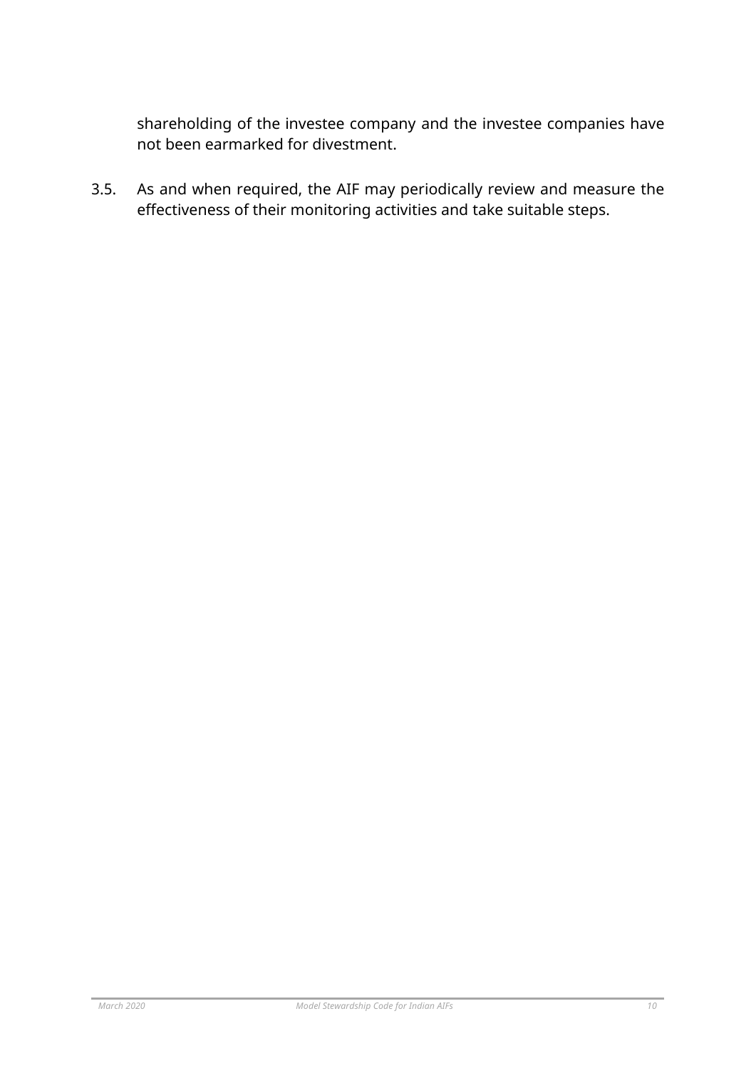shareholding of the investee company and the investee companies have not been earmarked for divestment.

3.5. As and when required, the AIF may periodically review and measure the effectiveness of their monitoring activities and take suitable steps.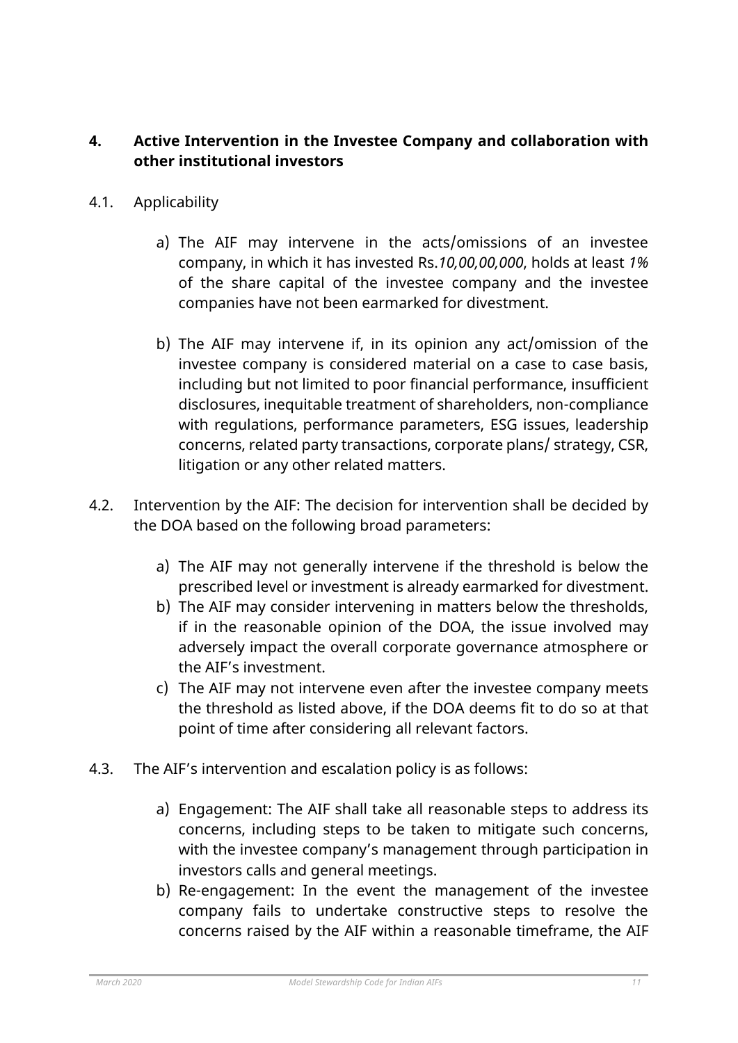## 4. Active Intervention in the Investee Company and collaboration with other institutional investors

4.1. Applicability

a) The AIF may intervene in the acts/omissions of an investee company, in which it has invested Rs.*10,00,00,000*, holds at least *1%* of the share capital of the investee company and the investee companies have not been earmarked for divestment.

b) The AIF may intervene if, in its opinion any act/omission of the investee company is considered material on a case to case basis, including but not limited to poor financial performance, insufficient disclosures, inequitable treatment of shareholders, non-compliance with regulations, performance parameters, ESG issues, leadership concerns, related party transactions, corporate plans/ strategy, CSR, litigation or any other related matters.

4.2. Intervention by the AIF: The decision for intervention shall be decided by the DOA based on the following broad parameters:

a) The AIF may not generally intervene if the threshold is below the prescribed level or investment is already earmarked for divestment.
b) The AIF may consider intervening in matters below the thresholds, if in the reasonable opinion of the DOA, the issue involved may adversely impact the overall corporate governance atmosphere or the AIF's investment.
c) The AIF may not intervene even after the investee company meets the threshold as listed above, if the DOA deems fit to do so at that point of time after considering all relevant factors.

4.3. The AIF's intervention and escalation policy is as follows:

a) Engagement: The AIF shall take all reasonable steps to address its concerns, including steps to be taken to mitigate such concerns, with the investee company's management through participation in investors calls and general meetings.
b) Re-engagement: In the event the management of the investee company fails to undertake constructive steps to resolve the concerns raised by the AIF within a reasonable timeframe, the AIF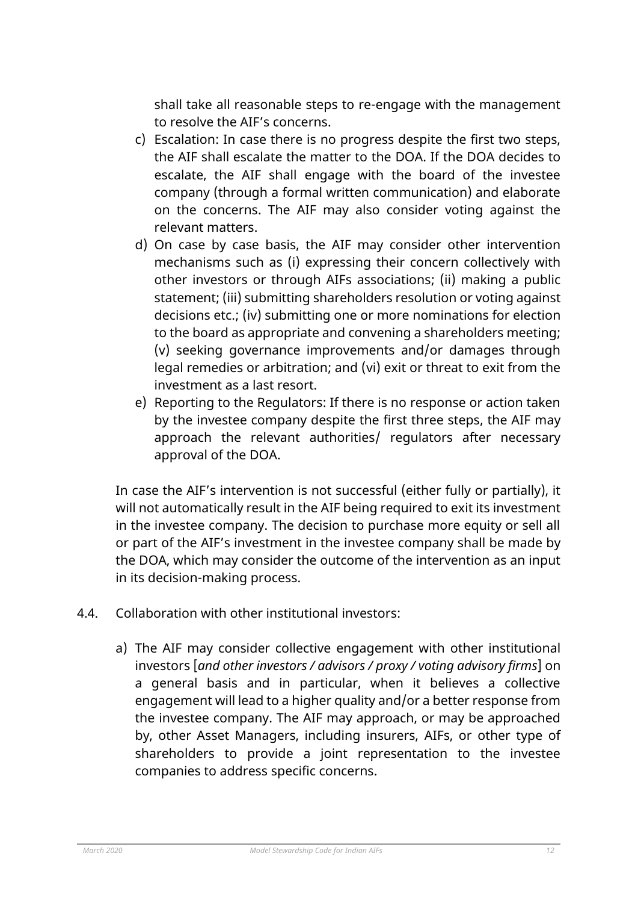shall take all reasonable steps to re-engage with the management to resolve the AIF's concerns.

c) Escalation: In case there is no progress despite the first two steps, the AIF shall escalate the matter to the DOA. If the DOA decides to escalate, the AIF shall engage with the board of the investee company (through a formal written communication) and elaborate on the concerns. The AIF may also consider voting against the relevant matters.
d) On case by case basis, the AIF may consider other intervention mechanisms such as (i) expressing their concern collectively with other investors or through AIFs associations; (ii) making a public statement; (iii) submitting shareholders resolution or voting against decisions etc.; (iv) submitting one or more nominations for election to the board as appropriate and convening a shareholders meeting; (v) seeking governance improvements and/or damages through legal remedies or arbitration; and (vi) exit or threat to exit from the investment as a last resort.
e) Reporting to the Regulators: If there is no response or action taken by the investee company despite the first three steps, the AIF may approach the relevant authorities/ regulators after necessary approval of the DOA.

In case the AIF's intervention is not successful (either fully or partially), it will not automatically result in the AIF being required to exit its investment in the investee company. The decision to purchase more equity or sell all or part of the AIF's investment in the investee company shall be made by the DOA, which may consider the outcome of the intervention as an input in its decision-making process.

4.4. Collaboration with other institutional investors:

a) The AIF may consider collective engagement with other institutional investors [*and other investors / advisors / proxy / voting advisory firms*] on a general basis and in particular, when it believes a collective engagement will lead to a higher quality and/or a better response from the investee company. The AIF may approach, or may be approached by, other Asset Managers, including insurers, AIFs, or other type of shareholders to provide a joint representation to the investee companies to address specific concerns.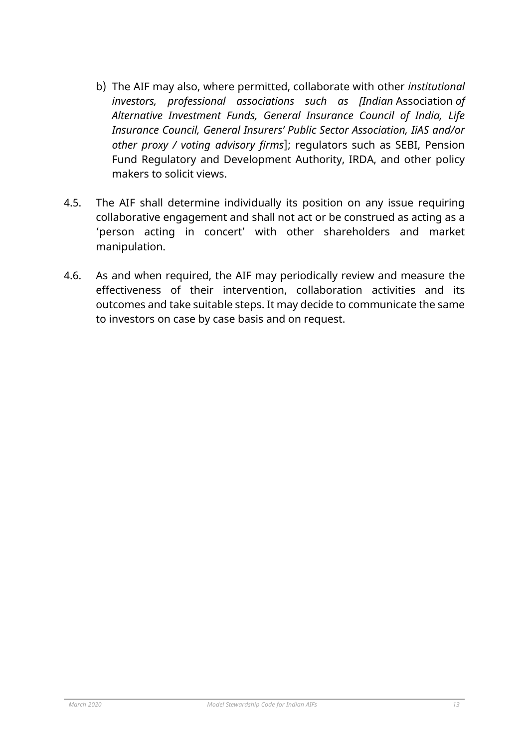b) The AIF may also, where permitted, collaborate with other *institutional investors, professional associations such as [Indian* Association *of Alternative Investment Funds, General Insurance Council of India, Life Insurance Council, General Insurers' Public Sector Association, IiAS and/or other proxy / voting advisory firms*]; regulators such as SEBI, Pension Fund Regulatory and Development Authority, IRDA, and other policy makers to solicit views.

4.5. The AIF shall determine individually its position on any issue requiring collaborative engagement and shall not act or be construed as acting as a 'person acting in concert' with other shareholders and market manipulation.

4.6. As and when required, the AIF may periodically review and measure the effectiveness of their intervention, collaboration activities and its outcomes and take suitable steps. It may decide to communicate the same to investors on case by case basis and on request.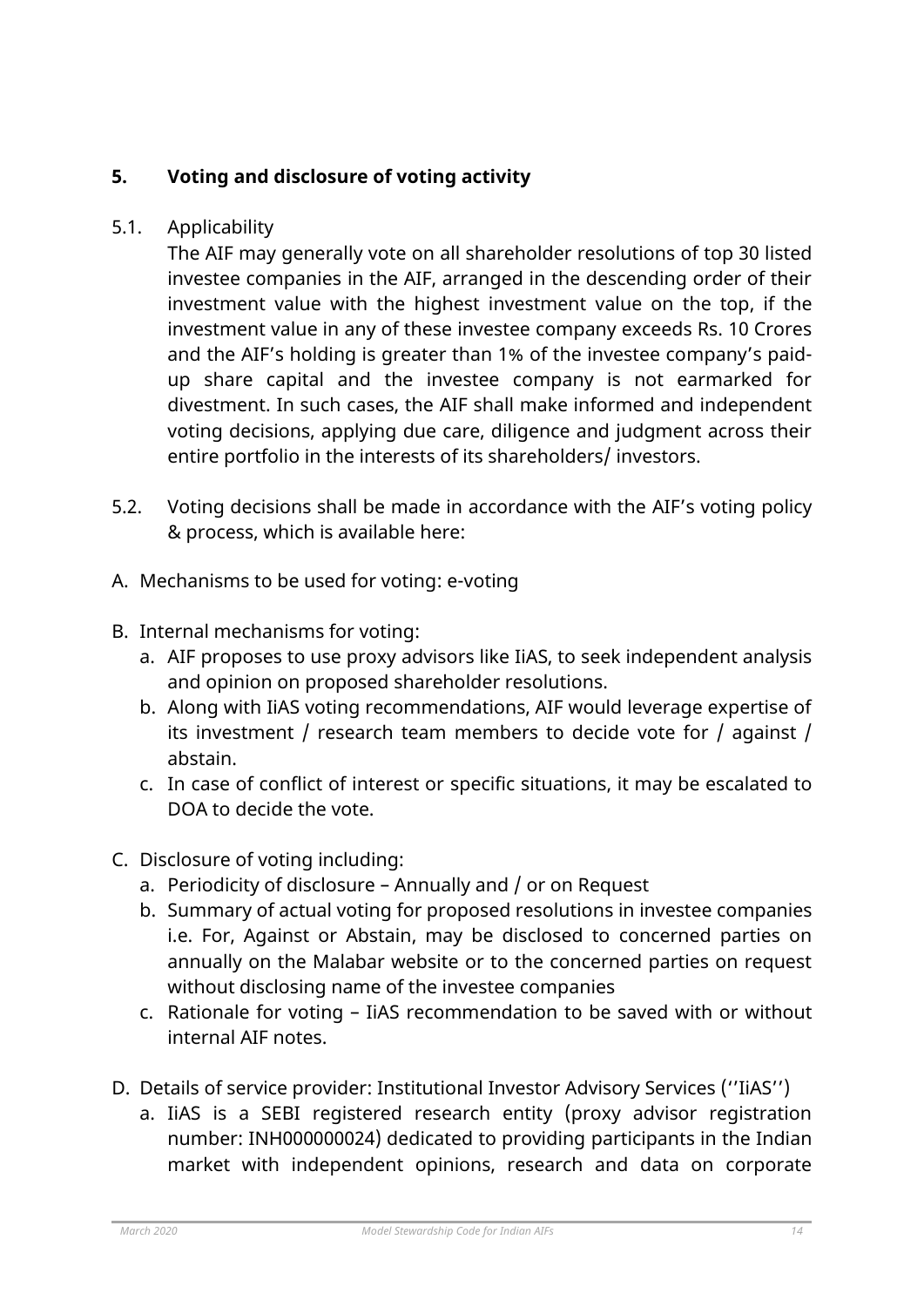## 5. Voting and disclosure of voting activity

5.1. Applicability

The AIF may generally vote on all shareholder resolutions of top 30 listed investee companies in the AIF, arranged in the descending order of their investment value with the highest investment value on the top, if the investment value in any of these investee company exceeds Rs. 10 Crores and the AIF's holding is greater than 1% of the investee company's paid-up share capital and the investee company is not earmarked for divestment. In such cases, the AIF shall make informed and independent voting decisions, applying due care, diligence and judgment across their entire portfolio in the interests of its shareholders/ investors.

5.2. Voting decisions shall be made in accordance with the AIF's voting policy & process, which is available here:

A. Mechanisms to be used for voting: e-voting

B. Internal mechanisms for voting:
   a. AIF proposes to use proxy advisors like IiAS, to seek independent analysis and opinion on proposed shareholder resolutions.
   b. Along with IiAS voting recommendations, AIF would leverage expertise of its investment / research team members to decide vote for / against / abstain.
   c. In case of conflict of interest or specific situations, it may be escalated to DOA to decide the vote.

C. Disclosure of voting including:
   a. Periodicity of disclosure – Annually and / or on Request
   b. Summary of actual voting for proposed resolutions in investee companies i.e. For, Against or Abstain, may be disclosed to concerned parties on annually on the Malabar website or to the concerned parties on request without disclosing name of the investee companies
   c. Rationale for voting – IiAS recommendation to be saved with or without internal AIF notes.

D. Details of service provider: Institutional Investor Advisory Services (''IiAS'')
   a. IiAS is a SEBI registered research entity (proxy advisor registration number: INH000000024) dedicated to providing participants in the Indian market with independent opinions, research and data on corporate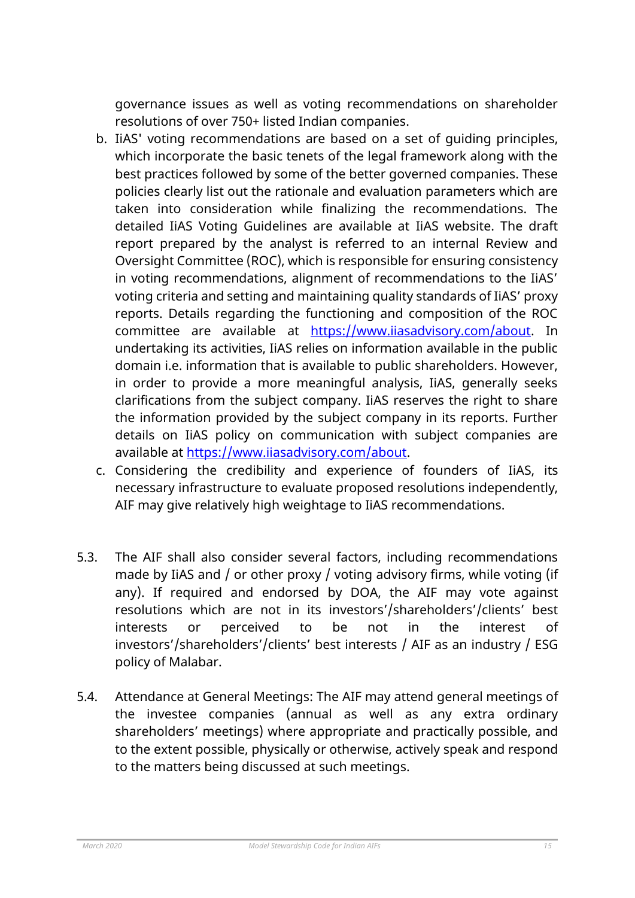governance issues as well as voting recommendations on shareholder resolutions of over 750+ listed Indian companies.

b. IiAS' voting recommendations are based on a set of guiding principles, which incorporate the basic tenets of the legal framework along with the best practices followed by some of the better governed companies. These policies clearly list out the rationale and evaluation parameters which are taken into consideration while finalizing the recommendations. The detailed IiAS Voting Guidelines are available at IiAS website. The draft report prepared by the analyst is referred to an internal Review and Oversight Committee (ROC), which is responsible for ensuring consistency in voting recommendations, alignment of recommendations to the IiAS' voting criteria and setting and maintaining quality standards of IiAS' proxy reports. Details regarding the functioning and composition of the ROC committee are available at [https://www.iiasadvisory.com/about](https://www.iiasadvisory.com/about). In undertaking its activities, IiAS relies on information available in the public domain i.e. information that is available to public shareholders. However, in order to provide a more meaningful analysis, IiAS, generally seeks clarifications from the subject company. IiAS reserves the right to share the information provided by the subject company in its reports. Further details on IiAS policy on communication with subject companies are available at [https://www.iiasadvisory.com/about](https://www.iiasadvisory.com/about).

c. Considering the credibility and experience of founders of IiAS, its necessary infrastructure to evaluate proposed resolutions independently, AIF may give relatively high weightage to IiAS recommendations.

5.3. The AIF shall also consider several factors, including recommendations made by IiAS and / or other proxy / voting advisory firms, while voting (if any). If required and endorsed by DOA, the AIF may vote against resolutions which are not in its investors'/shareholders'/clients' best interests or perceived to be not in the interest of investors'/shareholders'/clients' best interests / AIF as an industry / ESG policy of Malabar.

5.4. Attendance at General Meetings: The AIF may attend general meetings of the investee companies (annual as well as any extra ordinary shareholders' meetings) where appropriate and practically possible, and to the extent possible, physically or otherwise, actively speak and respond to the matters being discussed at such meetings.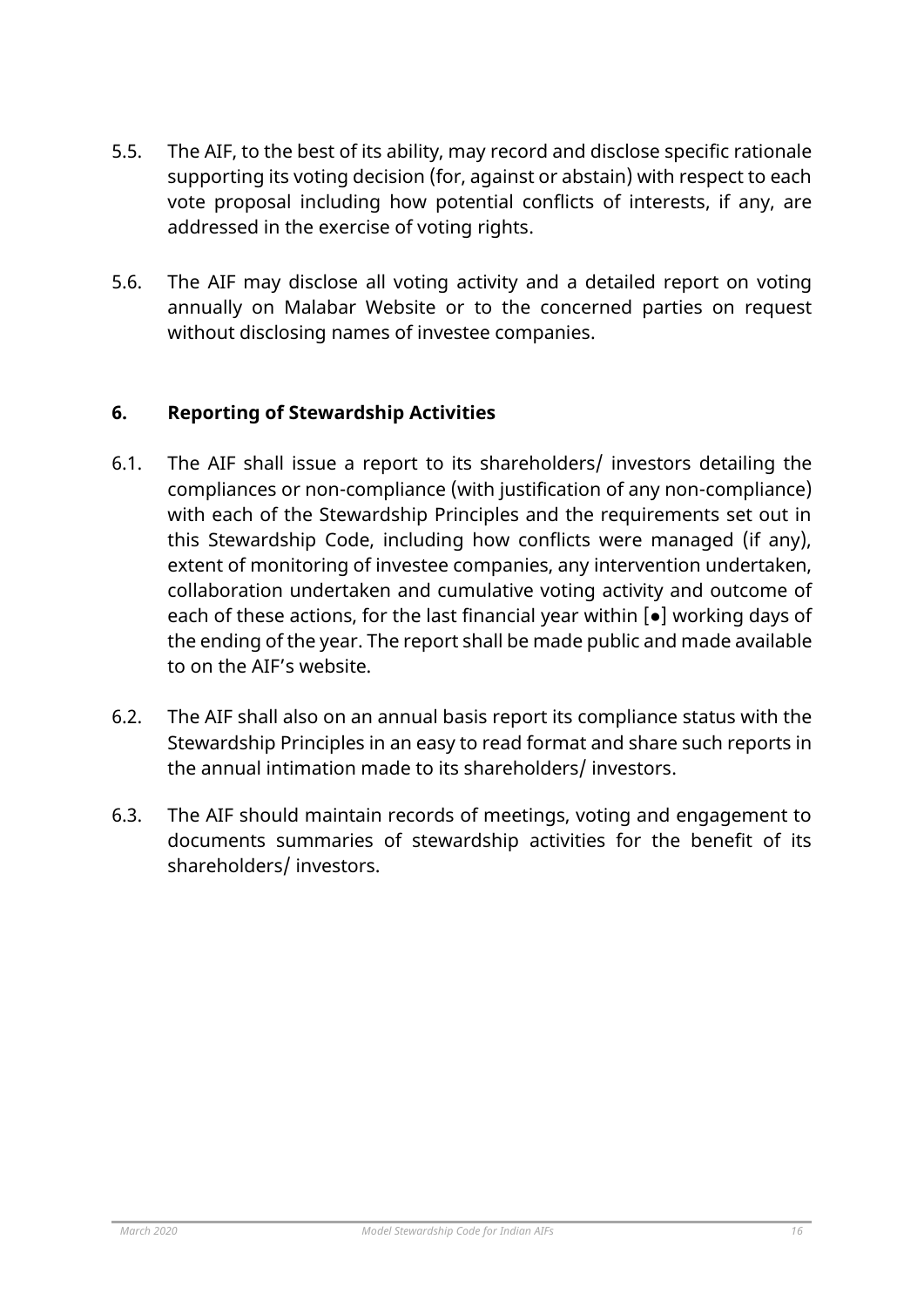5.5. The AIF, to the best of its ability, may record and disclose specific rationale supporting its voting decision (for, against or abstain) with respect to each vote proposal including how potential conflicts of interests, if any, are addressed in the exercise of voting rights.

5.6. The AIF may disclose all voting activity and a detailed report on voting annually on Malabar Website or to the concerned parties on request without disclosing names of investee companies.

## 6. Reporting of Stewardship Activities

6.1. The AIF shall issue a report to its shareholders/ investors detailing the compliances or non-compliance (with justification of any non-compliance) with each of the Stewardship Principles and the requirements set out in this Stewardship Code, including how conflicts were managed (if any), extent of monitoring of investee companies, any intervention undertaken, collaboration undertaken and cumulative voting activity and outcome of each of these actions, for the last financial year within [●] working days of the ending of the year. The report shall be made public and made available to on the AIF's website.

6.2. The AIF shall also on an annual basis report its compliance status with the Stewardship Principles in an easy to read format and share such reports in the annual intimation made to its shareholders/ investors.

6.3. The AIF should maintain records of meetings, voting and engagement to documents summaries of stewardship activities for the benefit of its shareholders/ investors.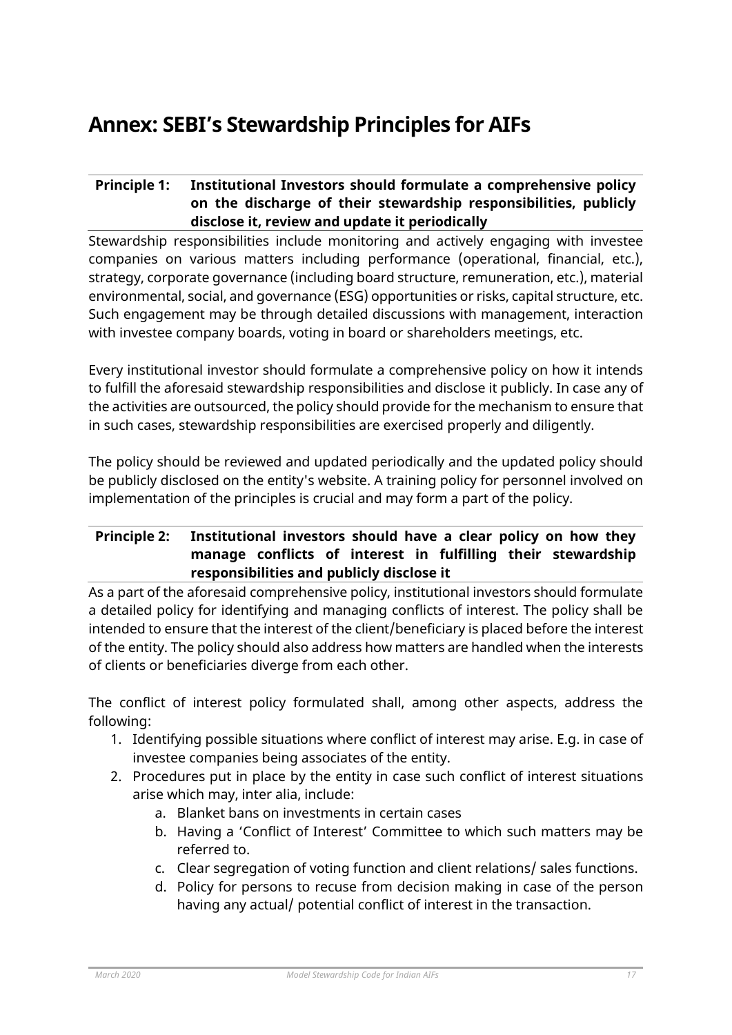# Annex: SEBI's Stewardship Principles for AIFs

**Principle 1: Institutional Investors should formulate a comprehensive policy on the discharge of their stewardship responsibilities, publicly disclose it, review and update it periodically**

Stewardship responsibilities include monitoring and actively engaging with investee companies on various matters including performance (operational, financial, etc.), strategy, corporate governance (including board structure, remuneration, etc.), material environmental, social, and governance (ESG) opportunities or risks, capital structure, etc. Such engagement may be through detailed discussions with management, interaction with investee company boards, voting in board or shareholders meetings, etc.

Every institutional investor should formulate a comprehensive policy on how it intends to fulfill the aforesaid stewardship responsibilities and disclose it publicly. In case any of the activities are outsourced, the policy should provide for the mechanism to ensure that in such cases, stewardship responsibilities are exercised properly and diligently.

The policy should be reviewed and updated periodically and the updated policy should be publicly disclosed on the entity's website. A training policy for personnel involved on implementation of the principles is crucial and may form a part of the policy.

**Principle 2: Institutional investors should have a clear policy on how they manage conflicts of interest in fulfilling their stewardship responsibilities and publicly disclose it**

As a part of the aforesaid comprehensive policy, institutional investors should formulate a detailed policy for identifying and managing conflicts of interest. The policy shall be intended to ensure that the interest of the client/beneficiary is placed before the interest of the entity. The policy should also address how matters are handled when the interests of clients or beneficiaries diverge from each other.

The conflict of interest policy formulated shall, among other aspects, address the following:

1. Identifying possible situations where conflict of interest may arise. E.g. in case of investee companies being associates of the entity.
2. Procedures put in place by the entity in case such conflict of interest situations arise which may, inter alia, include:
    a. Blanket bans on investments in certain cases
    b. Having a 'Conflict of Interest' Committee to which such matters may be referred to.
    c. Clear segregation of voting function and client relations/ sales functions.
    d. Policy for persons to recuse from decision making in case of the person having any actual/ potential conflict of interest in the transaction.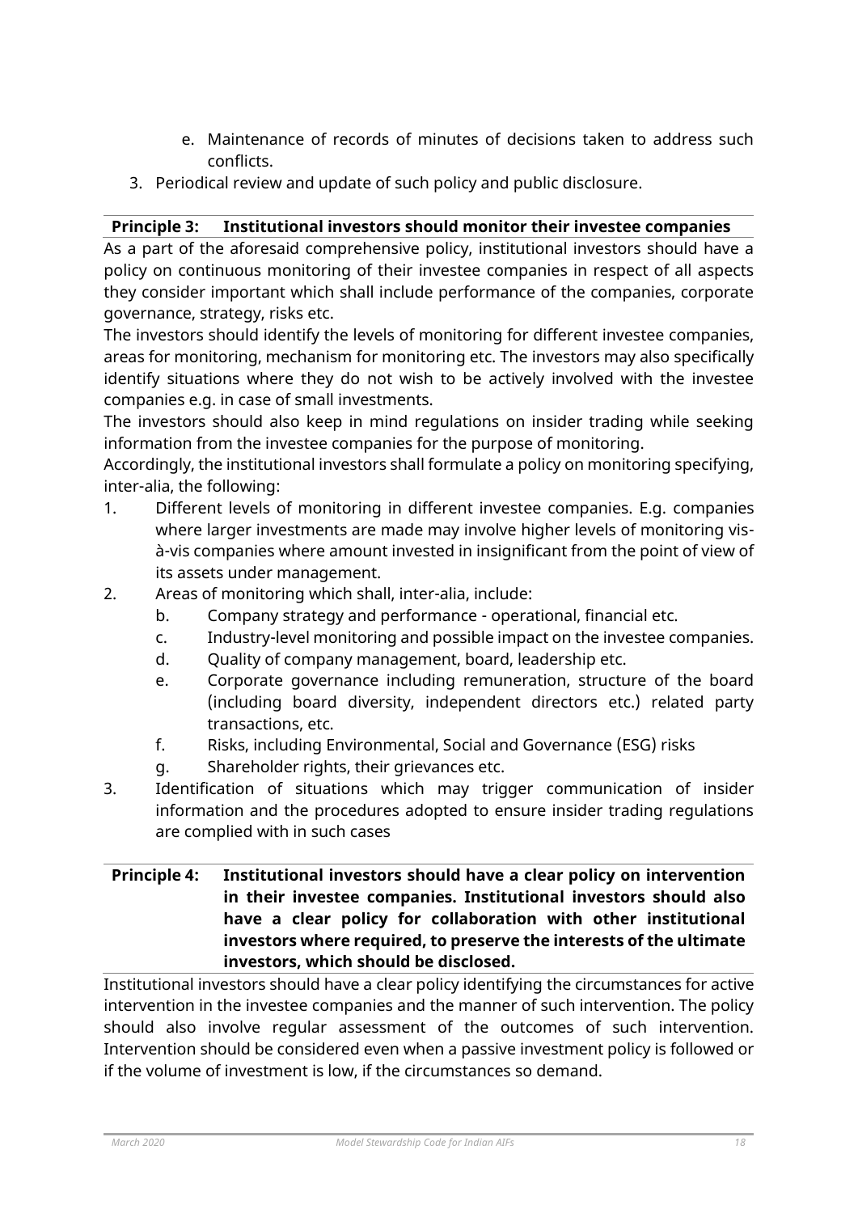e. Maintenance of records of minutes of decisions taken to address such conflicts.

3. Periodical review and update of such policy and public disclosure.

**Principle 3: Institutional investors should monitor their investee companies**

As a part of the aforesaid comprehensive policy, institutional investors should have a policy on continuous monitoring of their investee companies in respect of all aspects they consider important which shall include performance of the companies, corporate governance, strategy, risks etc.

The investors should identify the levels of monitoring for different investee companies, areas for monitoring, mechanism for monitoring etc. The investors may also specifically identify situations where they do not wish to be actively involved with the investee companies e.g. in case of small investments.

The investors should also keep in mind regulations on insider trading while seeking information from the investee companies for the purpose of monitoring.

Accordingly, the institutional investors shall formulate a policy on monitoring specifying, inter-alia, the following:

1. Different levels of monitoring in different investee companies. E.g. companies where larger investments are made may involve higher levels of monitoring vis-à-vis companies where amount invested in insignificant from the point of view of its assets under management.
2. Areas of monitoring which shall, inter-alia, include:
   b. Company strategy and performance - operational, financial etc.
   c. Industry-level monitoring and possible impact on the investee companies.
   d. Quality of company management, board, leadership etc.
   e. Corporate governance including remuneration, structure of the board (including board diversity, independent directors etc.) related party transactions, etc.
   f. Risks, including Environmental, Social and Governance (ESG) risks
   g. Shareholder rights, their grievances etc.
3. Identification of situations which may trigger communication of insider information and the procedures adopted to ensure insider trading regulations are complied with in such cases

**Principle 4: Institutional investors should have a clear policy on intervention in their investee companies. Institutional investors should also have a clear policy for collaboration with other institutional investors where required, to preserve the interests of the ultimate investors, which should be disclosed.**

Institutional investors should have a clear policy identifying the circumstances for active intervention in the investee companies and the manner of such intervention. The policy should also involve regular assessment of the outcomes of such intervention. Intervention should be considered even when a passive investment policy is followed or if the volume of investment is low, if the circumstances so demand.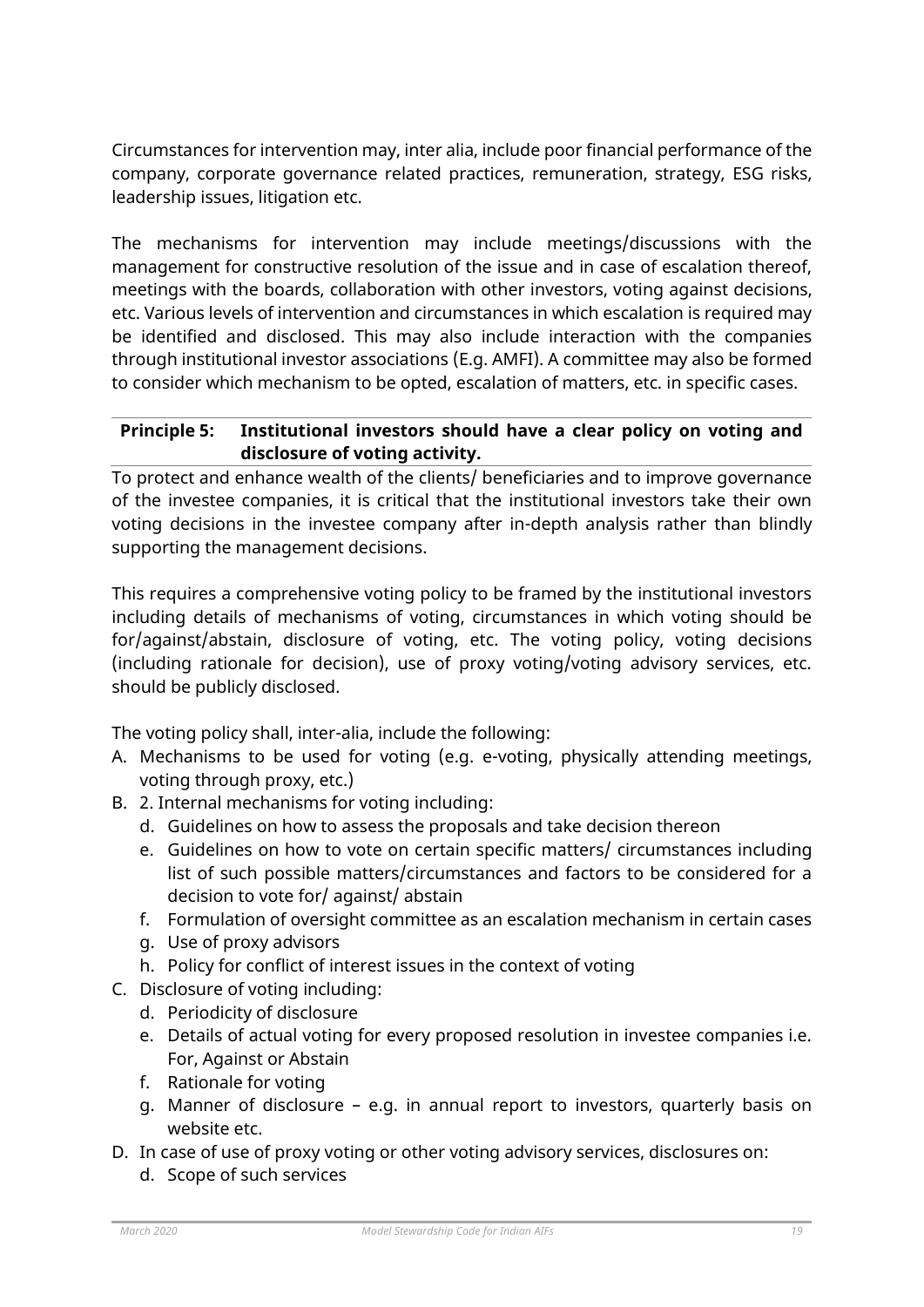Circumstances for intervention may, inter alia, include poor financial performance of the company, corporate governance related practices, remuneration, strategy, ESG risks, leadership issues, litigation etc.

The mechanisms for intervention may include meetings/discussions with the management for constructive resolution of the issue and in case of escalation thereof, meetings with the boards, collaboration with other investors, voting against decisions, etc. Various levels of intervention and circumstances in which escalation is required may be identified and disclosed. This may also include interaction with the companies through institutional investor associations (E.g. AMFI). A committee may also be formed to consider which mechanism to be opted, escalation of matters, etc. in specific cases.

**Principle 5: Institutional investors should have a clear policy on voting and disclosure of voting activity.**

To protect and enhance wealth of the clients/ beneficiaries and to improve governance of the investee companies, it is critical that the institutional investors take their own voting decisions in the investee company after in-depth analysis rather than blindly supporting the management decisions.

This requires a comprehensive voting policy to be framed by the institutional investors including details of mechanisms of voting, circumstances in which voting should be for/against/abstain, disclosure of voting, etc. The voting policy, voting decisions (including rationale for decision), use of proxy voting/voting advisory services, etc. should be publicly disclosed.

The voting policy shall, inter-alia, include the following:

A. Mechanisms to be used for voting (e.g. e-voting, physically attending meetings, voting through proxy, etc.)
B. 2. Internal mechanisms for voting including:
    d. Guidelines on how to assess the proposals and take decision thereon
    e. Guidelines on how to vote on certain specific matters/ circumstances including list of such possible matters/circumstances and factors to be considered for a decision to vote for/ against/ abstain
    f. Formulation of oversight committee as an escalation mechanism in certain cases
    g. Use of proxy advisors
    h. Policy for conflict of interest issues in the context of voting
C. Disclosure of voting including:
    d. Periodicity of disclosure
    e. Details of actual voting for every proposed resolution in investee companies i.e. For, Against or Abstain
    f. Rationale for voting
    g. Manner of disclosure – e.g. in annual report to investors, quarterly basis on website etc.
D. In case of use of proxy voting or other voting advisory services, disclosures on:
    d. Scope of such services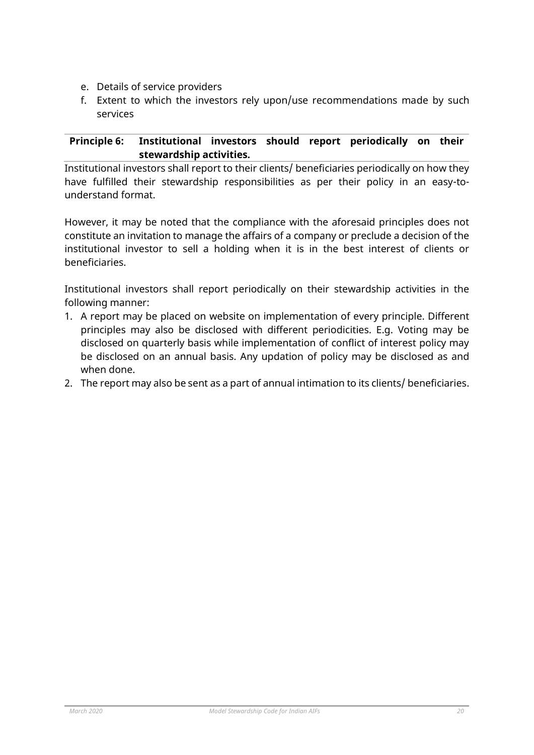e. Details of service providers
f. Extent to which the investors rely upon/use recommendations made by such services

| **Principle 6:** | **Institutional investors should report periodically on their stewardship activities.** |
|---|---|

Institutional investors shall report to their clients/ beneficiaries periodically on how they have fulfilled their stewardship responsibilities as per their policy in an easy-to-understand format.

However, it may be noted that the compliance with the aforesaid principles does not constitute an invitation to manage the affairs of a company or preclude a decision of the institutional investor to sell a holding when it is in the best interest of clients or beneficiaries.

Institutional investors shall report periodically on their stewardship activities in the following manner:

1. A report may be placed on website on implementation of every principle. Different principles may also be disclosed with different periodicities. E.g. Voting may be disclosed on quarterly basis while implementation of conflict of interest policy may be disclosed on an annual basis. Any updation of policy may be disclosed as and when done.
2. The report may also be sent as a part of annual intimation to its clients/ beneficiaries.